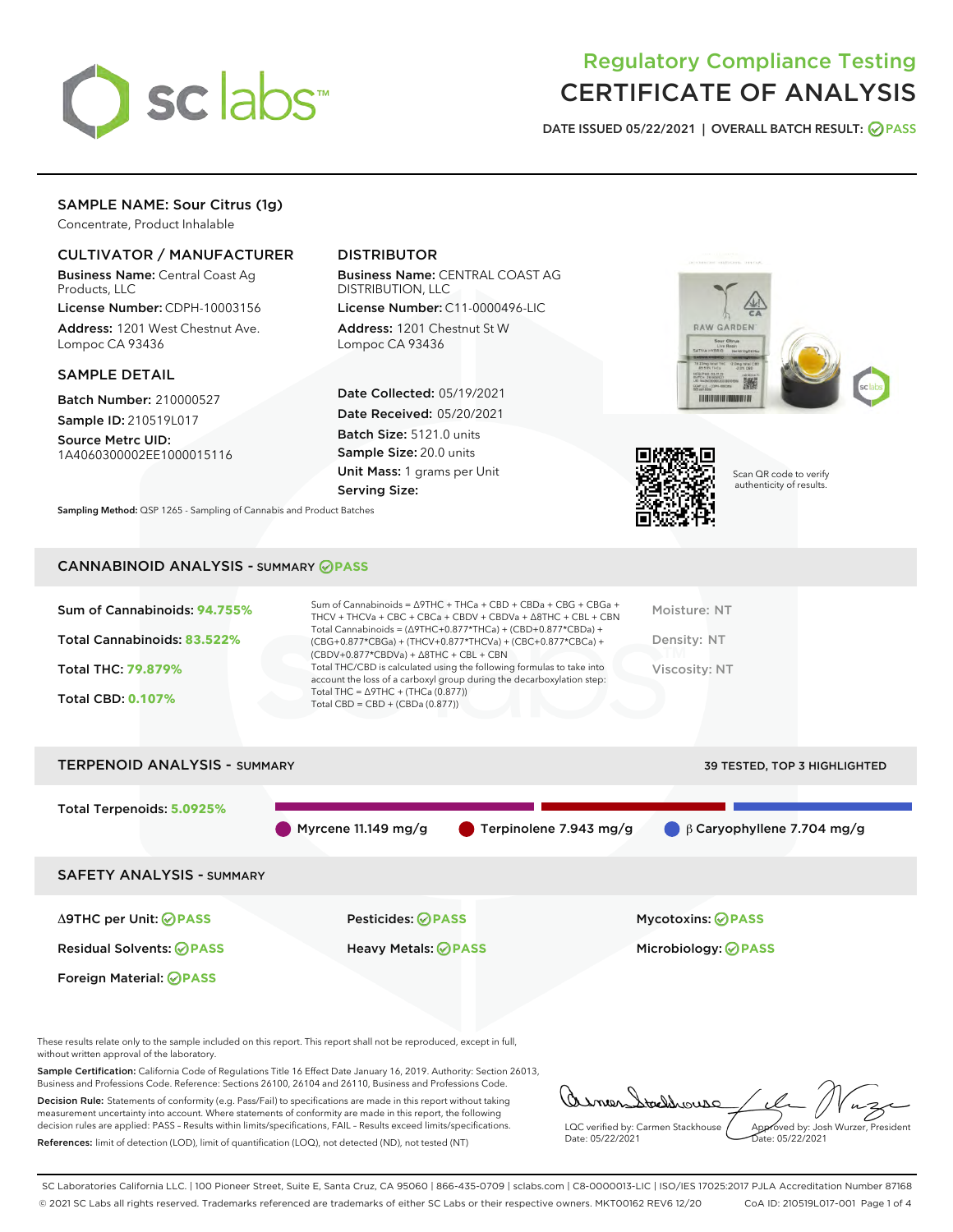# Regulatory Compliance Testing
# CERTIFICATE OF ANALYSIS

DATE ISSUED 05/22/2021 | OVERALL BATCH RESULT: PASS

## SAMPLE NAME: Sour Citrus (1g)

Concentrate, Product Inhalable

### CULTIVATOR / MANUFACTURER

**Business Name:** Central Coast Ag Products, LLC

**License Number:** CDPH-10003156

**Address:** 1201 West Chestnut Ave. Lompoc CA 93436

### DISTRIBUTOR

**Business Name:** CENTRAL COAST AG DISTRIBUTION, LLC

**License Number:** C11-0000496-LIC

**Address:** 1201 Chestnut St W Lompoc CA 93436

### SAMPLE DETAIL

**Batch Number:** 210000527

**Sample ID:** 210519L017

**Source Metrc UID:** 1A4060300002EE1000015116

**Date Collected:** 05/19/2021

**Date Received:** 05/20/2021

**Batch Size:** 5121.0 units

**Sample Size:** 20.0 units

**Unit Mass:** 1 grams per Unit

**Serving Size:**

Scan QR code to verify authenticity of results.

**Sampling Method:** QSP 1265 - Sampling of Cannabis and Product Batches

## CANNABINOID ANALYSIS - SUMMARY PASS

Sum of Cannabinoids: **94.755%**

Total Cannabinoids: **83.522%**

Total THC: **79.879%**

Total CBD: **0.107%**

Sum of Cannabinoids = Δ9THC + THCa + CBD + CBDa + CBG + CBGa + THCV + THCVa + CBC + CBCa + CBDV + CBDVa + Δ8THC + CBL + CBN

Total Cannabinoids = (Δ9THC+0.877*THCa) + (CBD+0.877*CBDa) + (CBG+0.877*CBGa) + (THCV+0.877*THCVa) + (CBC+0.877*CBCa) + (CBDV+0.877*CBDVa) + Δ8THC + CBL + CBN

Total THC/CBD is calculated using the following formulas to take into account the loss of a carboxyl group during the decarboxylation step:

Total THC = Δ9THC + (THCa (0.877))

Total CBD = CBD + (CBDa (0.877))

Moisture: NT

Density: NT

Viscosity: NT

## TERPENOID ANALYSIS - SUMMARY

39 TESTED, TOP 3 HIGHLIGHTED

Total Terpenoids: **5.0925%**

Myrcene 11.149 mg/g

Terpinolene 7.943 mg/g

β Caryophyllene 7.704 mg/g

## SAFETY ANALYSIS - SUMMARY

Δ9THC per Unit: PASS

Pesticides: PASS

Mycotoxins: PASS

Residual Solvents: PASS

Heavy Metals: PASS

Microbiology: PASS

Foreign Material: PASS

These results relate only to the sample included on this report. This report shall not be reproduced, except in full, without written approval of the laboratory.

**Sample Certification:** California Code of Regulations Title 16 Effect Date January 16, 2019. Authority: Section 26013, Business and Professions Code. Reference: Sections 26100, 26104 and 26110, Business and Professions Code.

**Decision Rule:** Statements of conformity (e.g. Pass/Fail) to specifications are made in this report without taking measurement uncertainty into account. Where statements of conformity are made in this report, the following decision rules are applied: PASS - Results within limits/specifications, FAIL - Results exceed limits/specifications.

**References:** limit of detection (LOD), limit of quantification (LOQ), not detected (ND), not tested (NT)

LQC verified by: Carmen Stackhouse
Date: 05/22/2021

Approved by: Josh Wurzer, President
Date: 05/22/2021

SC Laboratories California LLC. | 100 Pioneer Street, Suite E, Santa Cruz, CA 95060 | 866-435-0709 | sclabs.com | C8-0000013-LIC | ISO/IES 17025:2017 PJLA Accreditation Number 87168

© 2021 SC Labs all rights reserved. Trademarks referenced are trademarks of either SC Labs or their respective owners. MKT00162 REV6 12/20 CoA ID: 210519L017-001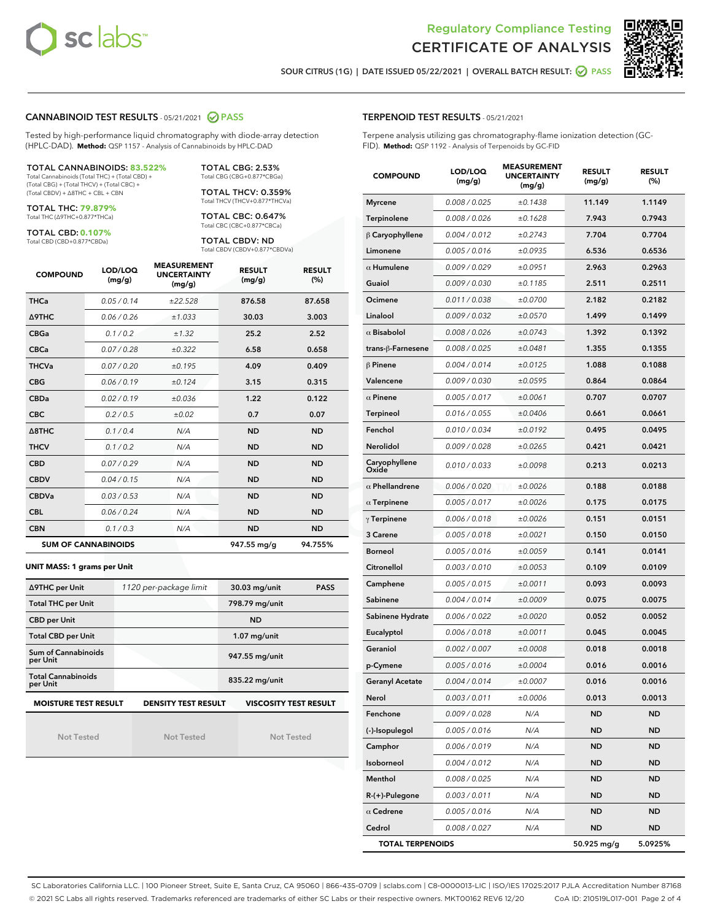Regulatory Compliance Testing
CERTIFICATE OF ANALYSIS

SOUR CITRUS (1G) | DATE ISSUED 05/22/2021 | OVERALL BATCH RESULT: PASS

## CANNABINOID TEST RESULTS - 05/21/2021 PASS

Tested by high-performance liquid chromatography with diode-array detection (HPLC-DAD). **Method:** QSP 1157 - Analysis of Cannabinoids by HPLC-DAD

**TOTAL CANNABINOIDS: 83.522%**
Total Cannabinoids (Total THC) + (Total CBD) + (Total CBG) + (Total THCV) + (Total CBC) + (Total CBDV) + Δ8THC + CBL + CBN

**TOTAL THC: 79.879%**
Total THC (Δ9THC+0.877*THCa)

**TOTAL CBD: 0.107%**
Total CBD (CBD+0.877*CBDa)

**TOTAL CBG: 2.53%**
Total CBG (CBG+0.877*CBGa)

**TOTAL THCV: 0.359%**
Total THCV (THCV+0.877*THCVa)

**TOTAL CBC: 0.647%**
Total CBC (CBC+0.877*CBCa)

**TOTAL CBDV: ND**
Total CBDV (CBDV+0.877*CBDVa)

| COMPOUND | LOD/LOQ (mg/g) | MEASUREMENT UNCERTAINTY (mg/g) | RESULT (mg/g) | RESULT (%) |
|---|---|---|---|---|
| THCa | 0.05 / 0.14 | ±22.528 | 876.58 | 87.658 |
| Δ9THC | 0.06 / 0.26 | ±1.033 | 30.03 | 3.003 |
| CBGa | 0.1 / 0.2 | ±1.32 | 25.2 | 2.52 |
| CBCa | 0.07 / 0.28 | ±0.322 | 6.58 | 0.658 |
| THCVa | 0.07 / 0.20 | ±0.195 | 4.09 | 0.409 |
| CBG | 0.06 / 0.19 | ±0.124 | 3.15 | 0.315 |
| CBDa | 0.02 / 0.19 | ±0.036 | 1.22 | 0.122 |
| CBC | 0.2 / 0.5 | ±0.02 | 0.7 | 0.07 |
| Δ8THC | 0.1 / 0.4 | N/A | ND | ND |
| THCV | 0.1 / 0.2 | N/A | ND | ND |
| CBD | 0.07 / 0.29 | N/A | ND | ND |
| CBDV | 0.04 / 0.15 | N/A | ND | ND |
| CBDVa | 0.03 / 0.53 | N/A | ND | ND |
| CBL | 0.06 / 0.24 | N/A | ND | ND |
| CBN | 0.1 / 0.3 | N/A | ND | ND |
| **SUM OF CANNABINOIDS** | | | 947.55 mg/g | 94.755% |

**UNIT MASS: 1 grams per Unit**

| | | | |
|---|---|---|---|
| Δ9THC per Unit | 1120 per-package limit | 30.03 mg/unit | PASS |
| Total THC per Unit | | 798.79 mg/unit | |
| CBD per Unit | | ND | |
| Total CBD per Unit | | 1.07 mg/unit | |
| Sum of Cannabinoids per Unit | | 947.55 mg/unit | |
| Total Cannabinoids per Unit | | 835.22 mg/unit | |

| MOISTURE TEST RESULT | DENSITY TEST RESULT | VISCOSITY TEST RESULT |
|---|---|---|
| Not Tested | Not Tested | Not Tested |

## TERPENOID TEST RESULTS - 05/21/2021

Terpene analysis utilizing gas chromatography-flame ionization detection (GC-FID). **Method:** QSP 1192 - Analysis of Terpenoids by GC-FID

| COMPOUND | LOD/LOQ (mg/g) | MEASUREMENT UNCERTAINTY (mg/g) | RESULT (mg/g) | RESULT (%) |
|---|---|---|---|---|
| Myrcene | 0.008 / 0.025 | ±0.1438 | 11.149 | 1.1149 |
| Terpinolene | 0.008 / 0.026 | ±0.1628 | 7.943 | 0.7943 |
| β Caryophyllene | 0.004 / 0.012 | ±0.2743 | 7.704 | 0.7704 |
| Limonene | 0.005 / 0.016 | ±0.0935 | 6.536 | 0.6536 |
| α Humulene | 0.009 / 0.029 | ±0.0951 | 2.963 | 0.2963 |
| Guaiol | 0.009 / 0.030 | ±0.1185 | 2.511 | 0.2511 |
| Ocimene | 0.011 / 0.038 | ±0.0700 | 2.182 | 0.2182 |
| Linalool | 0.009 / 0.032 | ±0.0570 | 1.499 | 0.1499 |
| α Bisabolol | 0.008 / 0.026 | ±0.0743 | 1.392 | 0.1392 |
| trans-β-Farnesene | 0.008 / 0.025 | ±0.0481 | 1.355 | 0.1355 |
| β Pinene | 0.004 / 0.014 | ±0.0125 | 1.088 | 0.1088 |
| Valencene | 0.009 / 0.030 | ±0.0595 | 0.864 | 0.0864 |
| α Pinene | 0.005 / 0.017 | ±0.0061 | 0.707 | 0.0707 |
| Terpineol | 0.016 / 0.055 | ±0.0406 | 0.661 | 0.0661 |
| Fenchol | 0.010 / 0.034 | ±0.0192 | 0.495 | 0.0495 |
| Nerolidol | 0.009 / 0.028 | ±0.0265 | 0.421 | 0.0421 |
| Caryophyllene Oxide | 0.010 / 0.033 | ±0.0098 | 0.213 | 0.0213 |
| α Phellandrene | 0.006 / 0.020 | ±0.0026 | 0.188 | 0.0188 |
| α Terpinene | 0.005 / 0.017 | ±0.0026 | 0.175 | 0.0175 |
| γ Terpinene | 0.006 / 0.018 | ±0.0026 | 0.151 | 0.0151 |
| 3 Carene | 0.005 / 0.018 | ±0.0021 | 0.150 | 0.0150 |
| Borneol | 0.005 / 0.016 | ±0.0059 | 0.141 | 0.0141 |
| Citronellol | 0.003 / 0.010 | ±0.0053 | 0.109 | 0.0109 |
| Camphene | 0.005 / 0.015 | ±0.0011 | 0.093 | 0.0093 |
| Sabinene | 0.004 / 0.014 | ±0.0009 | 0.075 | 0.0075 |
| Sabinene Hydrate | 0.006 / 0.022 | ±0.0020 | 0.052 | 0.0052 |
| Eucalyptol | 0.006 / 0.018 | ±0.0011 | 0.045 | 0.0045 |
| Geraniol | 0.002 / 0.007 | ±0.0008 | 0.018 | 0.0018 |
| p-Cymene | 0.005 / 0.016 | ±0.0004 | 0.016 | 0.0016 |
| Geranyl Acetate | 0.004 / 0.014 | ±0.0007 | 0.016 | 0.0016 |
| Nerol | 0.003 / 0.011 | ±0.0006 | 0.013 | 0.0013 |
| Fenchone | 0.009 / 0.028 | N/A | ND | ND |
| (-)-Isopulegol | 0.005 / 0.016 | N/A | ND | ND |
| Camphor | 0.006 / 0.019 | N/A | ND | ND |
| Isoborneol | 0.004 / 0.012 | N/A | ND | ND |
| Menthol | 0.008 / 0.025 | N/A | ND | ND |
| R-(+)-Pulegone | 0.003 / 0.011 | N/A | ND | ND |
| α Cedrene | 0.005 / 0.016 | N/A | ND | ND |
| Cedrol | 0.008 / 0.027 | N/A | ND | ND |
| **TOTAL TERPENOIDS** | | | 50.925 mg/g | 5.0925% |

SC Laboratories California LLC. | 100 Pioneer Street, Suite E, Santa Cruz, CA 95060 | 866-435-0709 | sclabs.com | C8-0000013-LIC | ISO/IES 17025:2017 PJLA Accreditation Number 87168
© 2021 SC Labs all rights reserved. Trademarks referenced are trademarks of either SC Labs or their respective owners. MKT00162 REV6 12/20 CoA ID: 210519L017-001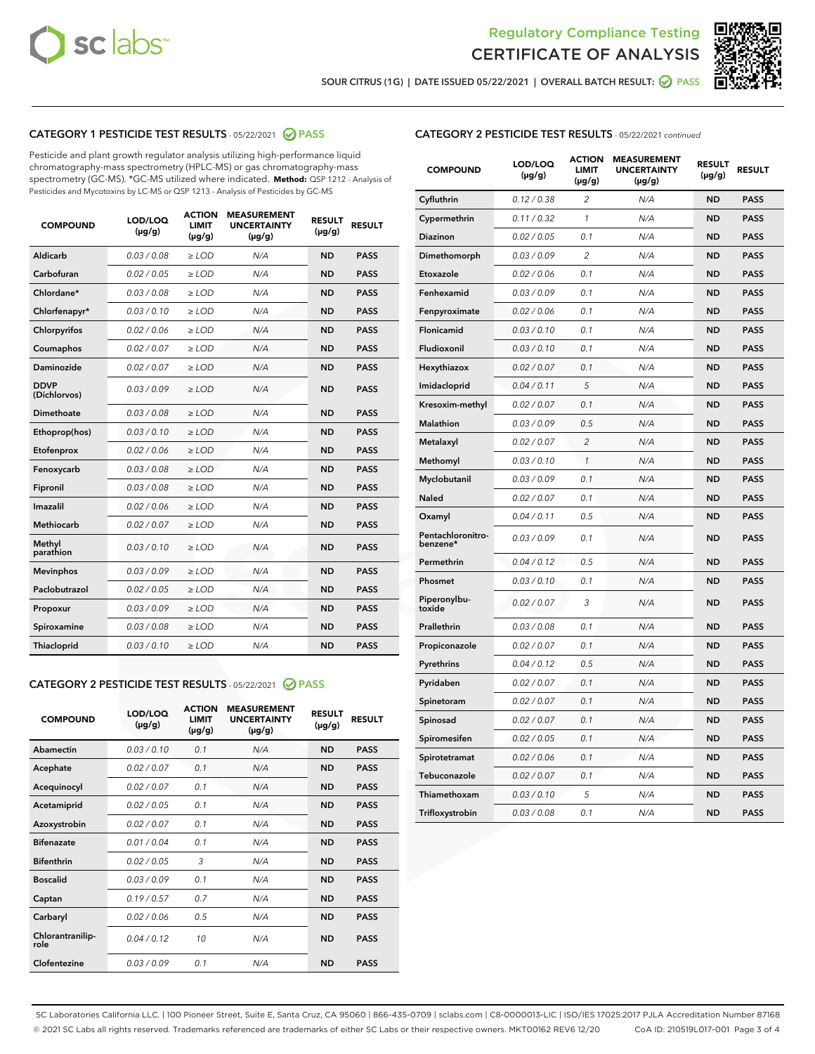Regulatory Compliance Testing
# CERTIFICATE OF ANALYSIS

SOUR CITRUS (1G) | DATE ISSUED 05/22/2021 | OVERALL BATCH RESULT: PASS

## CATEGORY 1 PESTICIDE TEST RESULTS - 05/22/2021 PASS

Pesticide and plant growth regulator analysis utilizing high-performance liquid chromatography-mass spectrometry (HPLC-MS) or gas chromatography-mass spectrometry (GC-MS). *GC-MS utilized where indicated. **Method:** QSP 1212 - Analysis of Pesticides and Mycotoxins by LC-MS or QSP 1213 - Analysis of Pesticides by GC-MS

| COMPOUND | LOD/LOQ (µg/g) | ACTION LIMIT (µg/g) | MEASUREMENT UNCERTAINTY (µg/g) | RESULT (µg/g) | RESULT |
|---|---|---|---|---|---|
| Aldicarb | 0.03 / 0.08 | ≥ LOD | N/A | ND | PASS |
| Carbofuran | 0.02 / 0.05 | ≥ LOD | N/A | ND | PASS |
| Chlordane* | 0.03 / 0.08 | ≥ LOD | N/A | ND | PASS |
| Chlorfenapyr* | 0.03 / 0.10 | ≥ LOD | N/A | ND | PASS |
| Chlorpyrifos | 0.02 / 0.06 | ≥ LOD | N/A | ND | PASS |
| Coumaphos | 0.02 / 0.07 | ≥ LOD | N/A | ND | PASS |
| Daminozide | 0.02 / 0.07 | ≥ LOD | N/A | ND | PASS |
| DDVP (Dichlorvos) | 0.03 / 0.09 | ≥ LOD | N/A | ND | PASS |
| Dimethoate | 0.03 / 0.08 | ≥ LOD | N/A | ND | PASS |
| Ethoprop(hos) | 0.03 / 0.10 | ≥ LOD | N/A | ND | PASS |
| Etofenprox | 0.02 / 0.06 | ≥ LOD | N/A | ND | PASS |
| Fenoxycarb | 0.03 / 0.08 | ≥ LOD | N/A | ND | PASS |
| Fipronil | 0.03 / 0.08 | ≥ LOD | N/A | ND | PASS |
| Imazalil | 0.02 / 0.06 | ≥ LOD | N/A | ND | PASS |
| Methiocarb | 0.02 / 0.07 | ≥ LOD | N/A | ND | PASS |
| Methyl parathion | 0.03 / 0.10 | ≥ LOD | N/A | ND | PASS |
| Mevinphos | 0.03 / 0.09 | ≥ LOD | N/A | ND | PASS |
| Paclobutrazol | 0.02 / 0.05 | ≥ LOD | N/A | ND | PASS |
| Propoxur | 0.03 / 0.09 | ≥ LOD | N/A | ND | PASS |
| Spiroxamine | 0.03 / 0.08 | ≥ LOD | N/A | ND | PASS |
| Thiacloprid | 0.03 / 0.10 | ≥ LOD | N/A | ND | PASS |

## CATEGORY 2 PESTICIDE TEST RESULTS - 05/22/2021 PASS

| COMPOUND | LOD/LOQ (µg/g) | ACTION LIMIT (µg/g) | MEASUREMENT UNCERTAINTY (µg/g) | RESULT (µg/g) | RESULT |
|---|---|---|---|---|---|
| Abamectin | 0.03 / 0.10 | 0.1 | N/A | ND | PASS |
| Acephate | 0.02 / 0.07 | 0.1 | N/A | ND | PASS |
| Acequinocyl | 0.02 / 0.07 | 0.1 | N/A | ND | PASS |
| Acetamiprid | 0.02 / 0.05 | 0.1 | N/A | ND | PASS |
| Azoxystrobin | 0.02 / 0.07 | 0.1 | N/A | ND | PASS |
| Bifenazate | 0.01 / 0.04 | 0.1 | N/A | ND | PASS |
| Bifenthrin | 0.02 / 0.05 | 3 | N/A | ND | PASS |
| Boscalid | 0.03 / 0.09 | 0.1 | N/A | ND | PASS |
| Captan | 0.19 / 0.57 | 0.7 | N/A | ND | PASS |
| Carbaryl | 0.02 / 0.06 | 0.5 | N/A | ND | PASS |
| Chlorantraniliprole | 0.04 / 0.12 | 10 | N/A | ND | PASS |
| Clofentezine | 0.03 / 0.09 | 0.1 | N/A | ND | PASS |
| Cyfluthrin | 0.12 / 0.38 | 2 | N/A | ND | PASS |
| Cypermethrin | 0.11 / 0.32 | 1 | N/A | ND | PASS |
| Diazinon | 0.02 / 0.05 | 0.1 | N/A | ND | PASS |
| Dimethomorph | 0.03 / 0.09 | 2 | N/A | ND | PASS |
| Etoxazole | 0.02 / 0.06 | 0.1 | N/A | ND | PASS |
| Fenhexamid | 0.03 / 0.09 | 0.1 | N/A | ND | PASS |
| Fenpyroximate | 0.02 / 0.06 | 0.1 | N/A | ND | PASS |
| Flonicamid | 0.03 / 0.10 | 0.1 | N/A | ND | PASS |
| Fludioxonil | 0.03 / 0.10 | 0.1 | N/A | ND | PASS |
| Hexythiazox | 0.02 / 0.07 | 0.1 | N/A | ND | PASS |
| Imidacloprid | 0.04 / 0.11 | 5 | N/A | ND | PASS |
| Kresoxim-methyl | 0.02 / 0.07 | 0.1 | N/A | ND | PASS |
| Malathion | 0.03 / 0.09 | 0.5 | N/A | ND | PASS |
| Metalaxyl | 0.02 / 0.07 | 2 | N/A | ND | PASS |
| Methomyl | 0.03 / 0.10 | 1 | N/A | ND | PASS |
| Myclobutanil | 0.03 / 0.09 | 0.1 | N/A | ND | PASS |
| Naled | 0.02 / 0.07 | 0.1 | N/A | ND | PASS |
| Oxamyl | 0.04 / 0.11 | 0.5 | N/A | ND | PASS |
| Pentachloronitrobenzene* | 0.03 / 0.09 | 0.1 | N/A | ND | PASS |
| Permethrin | 0.04 / 0.12 | 0.5 | N/A | ND | PASS |
| Phosmet | 0.03 / 0.10 | 0.1 | N/A | ND | PASS |
| Piperonylbutoxide | 0.02 / 0.07 | 3 | N/A | ND | PASS |
| Prallethrin | 0.03 / 0.08 | 0.1 | N/A | ND | PASS |
| Propiconazole | 0.02 / 0.07 | 0.1 | N/A | ND | PASS |
| Pyrethrins | 0.04 / 0.12 | 0.5 | N/A | ND | PASS |
| Pyridaben | 0.02 / 0.07 | 0.1 | N/A | ND | PASS |
| Spinetoram | 0.02 / 0.07 | 0.1 | N/A | ND | PASS |
| Spinosad | 0.02 / 0.07 | 0.1 | N/A | ND | PASS |
| Spiromesifen | 0.02 / 0.05 | 0.1 | N/A | ND | PASS |
| Spirotetramat | 0.02 / 0.06 | 0.1 | N/A | ND | PASS |
| Tebuconazole | 0.02 / 0.07 | 0.1 | N/A | ND | PASS |
| Thiamethoxam | 0.03 / 0.10 | 5 | N/A | ND | PASS |
| Trifloxystrobin | 0.03 / 0.08 | 0.1 | N/A | ND | PASS |

SC Laboratories California LLC. | 100 Pioneer Street, Suite E, Santa Cruz, CA 95060 | 866-435-0709 | sclabs.com | C8-0000013-LIC | ISO/IES 17025:2017 PJLA Accreditation Number 87168
© 2021 SC Labs all rights reserved. Trademarks referenced are trademarks of either SC Labs or their respective owners. MKT00162 REV6 12/20 CoA ID: 210519L017-001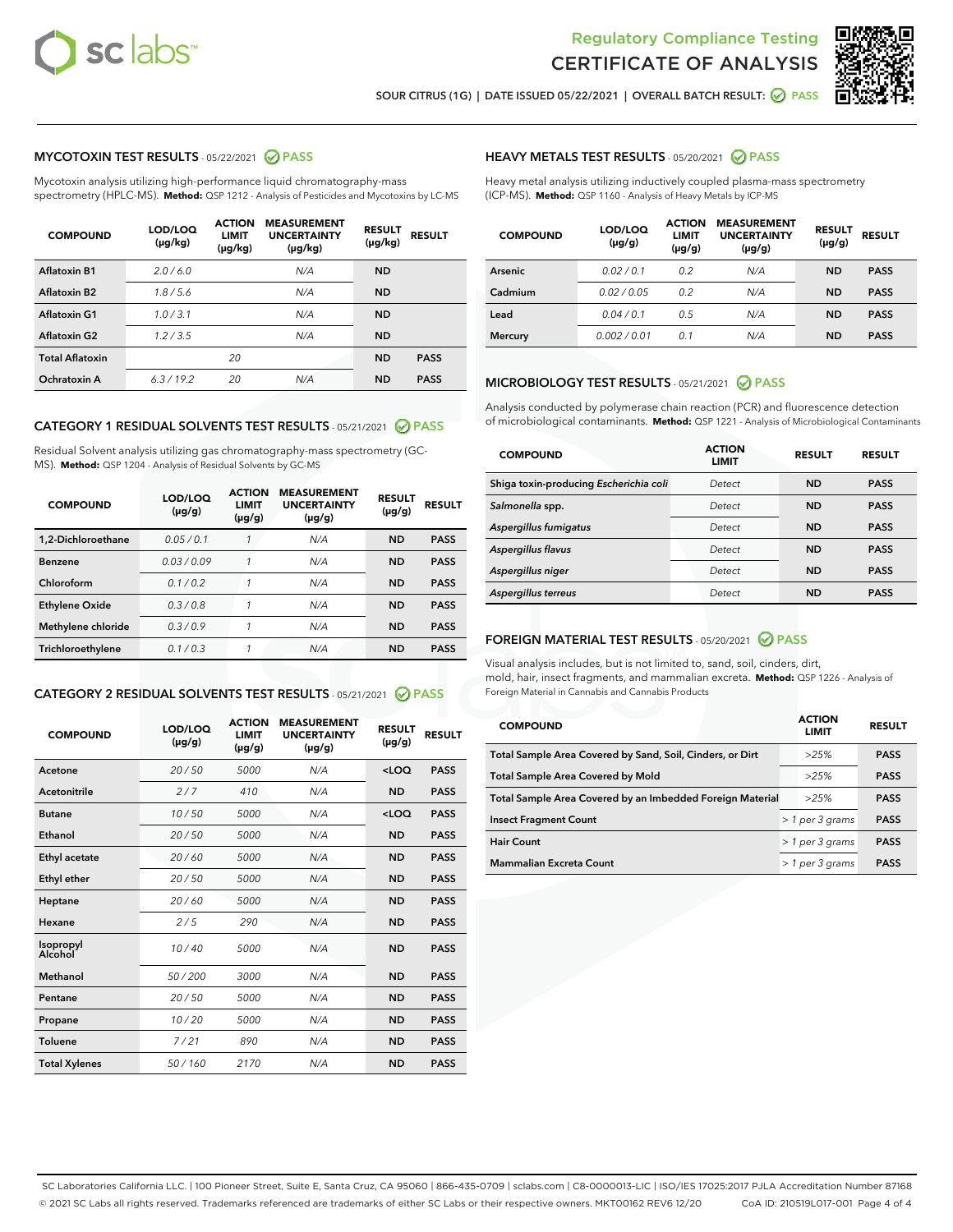Regulatory Compliance Testing

# CERTIFICATE OF ANALYSIS

SOUR CITRUS (1G) | DATE ISSUED 05/22/2021 | OVERALL BATCH RESULT: PASS

## MYCOTOXIN TEST RESULTS - 05/22/2021 PASS

Mycotoxin analysis utilizing high-performance liquid chromatography-mass spectrometry (HPLC-MS). **Method:** QSP 1212 - Analysis of Pesticides and Mycotoxins by LC-MS

| COMPOUND | LOD/LOQ (µg/kg) | ACTION LIMIT (µg/kg) | MEASUREMENT UNCERTAINTY (µg/kg) | RESULT (µg/kg) | RESULT |
|---|---|---|---|---|---|
| Aflatoxin B1 | 2.0 / 6.0 | | N/A | ND | |
| Aflatoxin B2 | 1.8 / 5.6 | | N/A | ND | |
| Aflatoxin G1 | 1.0 / 3.1 | | N/A | ND | |
| Aflatoxin G2 | 1.2 / 3.5 | | N/A | ND | |
| Total Aflatoxin | | 20 | | ND | PASS |
| Ochratoxin A | 6.3 / 19.2 | 20 | N/A | ND | PASS |

## CATEGORY 1 RESIDUAL SOLVENTS TEST RESULTS - 05/21/2021 PASS

Residual Solvent analysis utilizing gas chromatography-mass spectrometry (GC-MS). **Method:** QSP 1204 - Analysis of Residual Solvents by GC-MS

| COMPOUND | LOD/LOQ (µg/g) | ACTION LIMIT (µg/g) | MEASUREMENT UNCERTAINTY (µg/g) | RESULT (µg/g) | RESULT |
|---|---|---|---|---|---|
| 1,2-Dichloroethane | 0.05 / 0.1 | 1 | N/A | ND | PASS |
| Benzene | 0.03 / 0.09 | 1 | N/A | ND | PASS |
| Chloroform | 0.1 / 0.2 | 1 | N/A | ND | PASS |
| Ethylene Oxide | 0.3 / 0.8 | 1 | N/A | ND | PASS |
| Methylene chloride | 0.3 / 0.9 | 1 | N/A | ND | PASS |
| Trichloroethylene | 0.1 / 0.3 | 1 | N/A | ND | PASS |

## CATEGORY 2 RESIDUAL SOLVENTS TEST RESULTS - 05/21/2021 PASS

| COMPOUND | LOD/LOQ (µg/g) | ACTION LIMIT (µg/g) | MEASUREMENT UNCERTAINTY (µg/g) | RESULT (µg/g) | RESULT |
|---|---|---|---|---|---|
| Acetone | 20 / 50 | 5000 | N/A | <LOQ | PASS |
| Acetonitrile | 2 / 7 | 410 | N/A | ND | PASS |
| Butane | 10 / 50 | 5000 | N/A | <LOQ | PASS |
| Ethanol | 20 / 50 | 5000 | N/A | ND | PASS |
| Ethyl acetate | 20 / 60 | 5000 | N/A | ND | PASS |
| Ethyl ether | 20 / 50 | 5000 | N/A | ND | PASS |
| Heptane | 20 / 60 | 5000 | N/A | ND | PASS |
| Hexane | 2 / 5 | 290 | N/A | ND | PASS |
| Isopropyl Alcohol | 10 / 40 | 5000 | N/A | ND | PASS |
| Methanol | 50 / 200 | 3000 | N/A | ND | PASS |
| Pentane | 20 / 50 | 5000 | N/A | ND | PASS |
| Propane | 10 / 20 | 5000 | N/A | ND | PASS |
| Toluene | 7 / 21 | 890 | N/A | ND | PASS |
| Total Xylenes | 50 / 160 | 2170 | N/A | ND | PASS |

## HEAVY METALS TEST RESULTS - 05/20/2021 PASS

Heavy metal analysis utilizing inductively coupled plasma-mass spectrometry (ICP-MS). **Method:** QSP 1160 - Analysis of Heavy Metals by ICP-MS

| COMPOUND | LOD/LOQ (µg/g) | ACTION LIMIT (µg/g) | MEASUREMENT UNCERTAINTY (µg/g) | RESULT (µg/g) | RESULT |
|---|---|---|---|---|---|
| Arsenic | 0.02 / 0.1 | 0.2 | N/A | ND | PASS |
| Cadmium | 0.02 / 0.05 | 0.2 | N/A | ND | PASS |
| Lead | 0.04 / 0.1 | 0.5 | N/A | ND | PASS |
| Mercury | 0.002 / 0.01 | 0.1 | N/A | ND | PASS |

## MICROBIOLOGY TEST RESULTS - 05/21/2021 PASS

Analysis conducted by polymerase chain reaction (PCR) and fluorescence detection of microbiological contaminants. **Method:** QSP 1221 - Analysis of Microbiological Contaminants

| COMPOUND | ACTION LIMIT | RESULT | RESULT |
|---|---|---|---|
| Shiga toxin-producing *Escherichia coli* | Detect | ND | PASS |
| *Salmonella* spp. | Detect | ND | PASS |
| *Aspergillus fumigatus* | Detect | ND | PASS |
| *Aspergillus flavus* | Detect | ND | PASS |
| *Aspergillus niger* | Detect | ND | PASS |
| *Aspergillus terreus* | Detect | ND | PASS |

## FOREIGN MATERIAL TEST RESULTS - 05/20/2021 PASS

Visual analysis includes, but is not limited to, sand, soil, cinders, dirt, mold, hair, insect fragments, and mammalian excreta. **Method:** QSP 1226 - Analysis of Foreign Material in Cannabis and Cannabis Products

| COMPOUND | ACTION LIMIT | RESULT |
|---|---|---|
| Total Sample Area Covered by Sand, Soil, Cinders, or Dirt | >25% | PASS |
| Total Sample Area Covered by Mold | >25% | PASS |
| Total Sample Area Covered by an Imbedded Foreign Material | >25% | PASS |
| Insect Fragment Count | > 1 per 3 grams | PASS |
| Hair Count | > 1 per 3 grams | PASS |
| Mammalian Excreta Count | > 1 per 3 grams | PASS |

SC Laboratories California LLC. | 100 Pioneer Street, Suite E, Santa Cruz, CA 95060 | 866-435-0709 | sclabs.com | C8-0000013-LIC | ISO/IES 17025:2017 PJLA Accreditation Number 87168
© 2021 SC Labs all rights reserved. Trademarks referenced are trademarks of either SC Labs or their respective owners. MKT00162 REV6 12/20 CoA ID: 210519L017-001